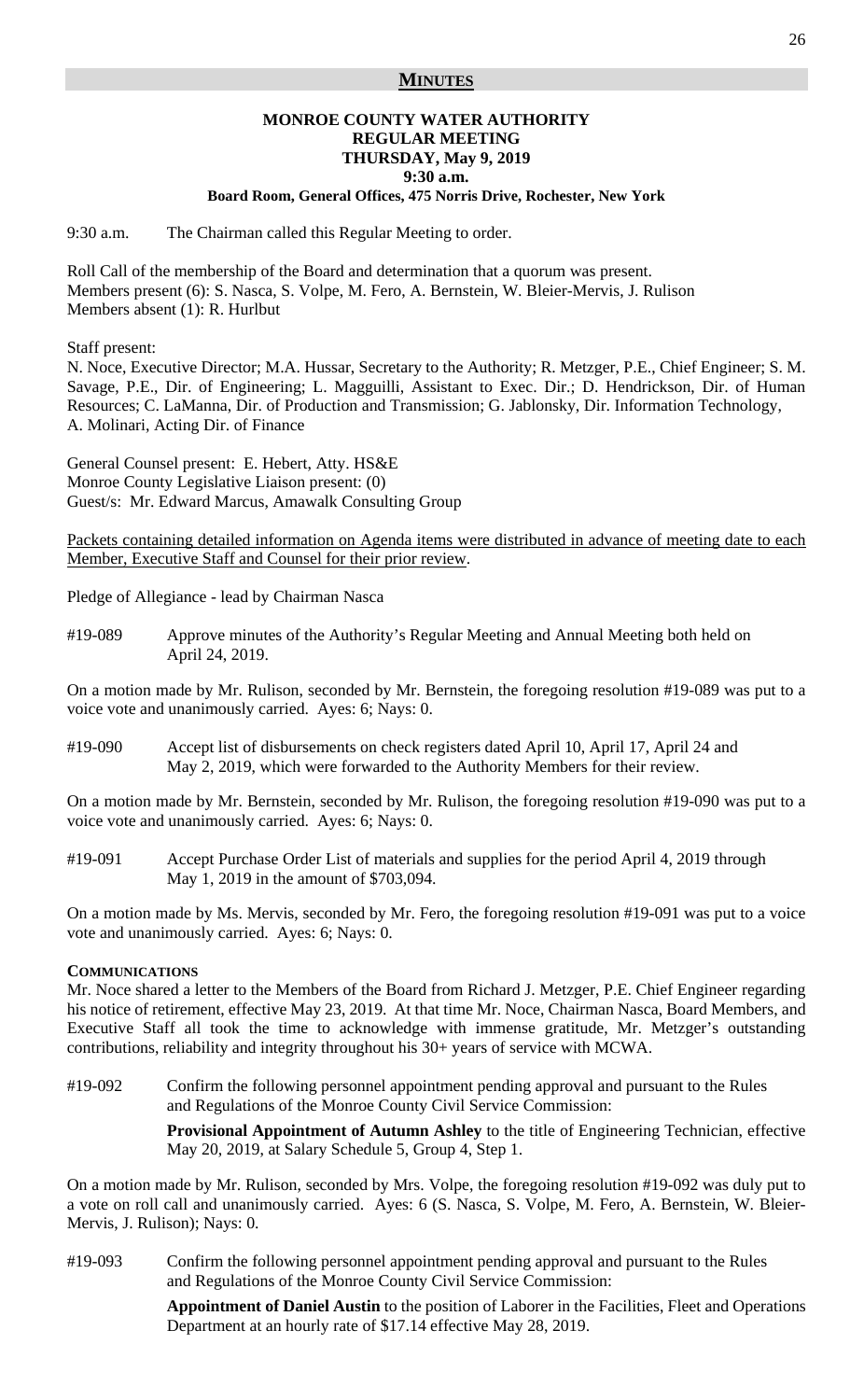## MINUTES

### MONROE COUNTY WATER AUTHORITY
### REGULAR MEETING
### THURSDAY, May 9, 2019
### 9:30 a.m.
**Board Room, General Offices, 475 Norris Drive, Rochester, New York**

9:30 a.m. The Chairman called this Regular Meeting to order.

Roll Call of the membership of the Board and determination that a quorum was present.
Members present (6): S. Nasca, S. Volpe, M. Fero, A. Bernstein, W. Bleier-Mervis, J. Rulison
Members absent (1): R. Hurlbut

Staff present:
N. Noce, Executive Director; M.A. Hussar, Secretary to the Authority; R. Metzger, P.E., Chief Engineer; S. M. Savage, P.E., Dir. of Engineering; L. Magguilli, Assistant to Exec. Dir.; D. Hendrickson, Dir. of Human Resources; C. LaManna, Dir. of Production and Transmission; G. Jablonsky, Dir. Information Technology, A. Molinari, Acting Dir. of Finance

General Counsel present: E. Hebert, Atty. HS&E
Monroe County Legislative Liaison present: (0)
Guest/s: Mr. Edward Marcus, Amawalk Consulting Group

Packets containing detailed information on Agenda items were distributed in advance of meeting date to each Member, Executive Staff and Counsel for their prior review.

Pledge of Allegiance - lead by Chairman Nasca

#19-089 Approve minutes of the Authority's Regular Meeting and Annual Meeting both held on April 24, 2019.

On a motion made by Mr. Rulison, seconded by Mr. Bernstein, the foregoing resolution #19-089 was put to a voice vote and unanimously carried. Ayes: 6; Nays: 0.

#19-090 Accept list of disbursements on check registers dated April 10, April 17, April 24 and May 2, 2019, which were forwarded to the Authority Members for their review.

On a motion made by Mr. Bernstein, seconded by Mr. Rulison, the foregoing resolution #19-090 was put to a voice vote and unanimously carried. Ayes: 6; Nays: 0.

#19-091 Accept Purchase Order List of materials and supplies for the period April 4, 2019 through May 1, 2019 in the amount of $703,094.

On a motion made by Ms. Mervis, seconded by Mr. Fero, the foregoing resolution #19-091 was put to a voice vote and unanimously carried. Ayes: 6; Nays: 0.

**COMMUNICATIONS**

Mr. Noce shared a letter to the Members of the Board from Richard J. Metzger, P.E. Chief Engineer regarding his notice of retirement, effective May 23, 2019. At that time Mr. Noce, Chairman Nasca, Board Members, and Executive Staff all took the time to acknowledge with immense gratitude, Mr. Metzger's outstanding contributions, reliability and integrity throughout his 30+ years of service with MCWA.

#19-092 Confirm the following personnel appointment pending approval and pursuant to the Rules and Regulations of the Monroe County Civil Service Commission:

**Provisional Appointment of Autumn Ashley** to the title of Engineering Technician, effective May 20, 2019, at Salary Schedule 5, Group 4, Step 1.

On a motion made by Mr. Rulison, seconded by Mrs. Volpe, the foregoing resolution #19-092 was duly put to a vote on roll call and unanimously carried. Ayes: 6 (S. Nasca, S. Volpe, M. Fero, A. Bernstein, W. Bleier-Mervis, J. Rulison); Nays: 0.

#19-093 Confirm the following personnel appointment pending approval and pursuant to the Rules and Regulations of the Monroe County Civil Service Commission:

**Appointment of Daniel Austin** to the position of Laborer in the Facilities, Fleet and Operations Department at an hourly rate of $17.14 effective May 28, 2019.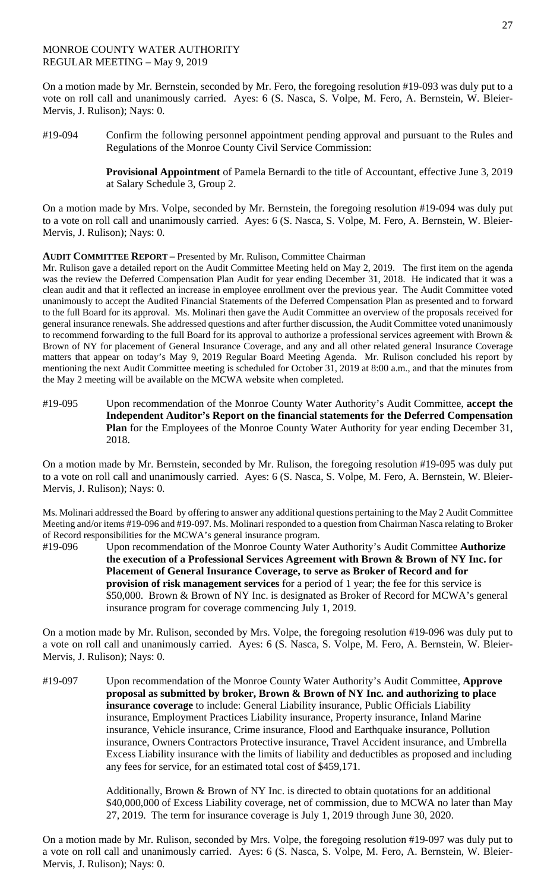MONROE COUNTY WATER AUTHORITY
REGULAR MEETING – May 9, 2019

On a motion made by Mr. Bernstein, seconded by Mr. Fero, the foregoing resolution #19-093 was duly put to a vote on roll call and unanimously carried. Ayes: 6 (S. Nasca, S. Volpe, M. Fero, A. Bernstein, W. Bleier-Mervis, J. Rulison); Nays: 0.

#19-094 Confirm the following personnel appointment pending approval and pursuant to the Rules and Regulations of the Monroe County Civil Service Commission:

**Provisional Appointment** of Pamela Bernardi to the title of Accountant, effective June 3, 2019 at Salary Schedule 3, Group 2.

On a motion made by Mrs. Volpe, seconded by Mr. Bernstein, the foregoing resolution #19-094 was duly put to a vote on roll call and unanimously carried. Ayes: 6 (S. Nasca, S. Volpe, M. Fero, A. Bernstein, W. Bleier-Mervis, J. Rulison); Nays: 0.

**AUDIT COMMITTEE REPORT –** Presented by Mr. Rulison, Committee Chairman

Mr. Rulison gave a detailed report on the Audit Committee Meeting held on May 2, 2019. The first item on the agenda was the review the Deferred Compensation Plan Audit for year ending December 31, 2018. He indicated that it was a clean audit and that it reflected an increase in employee enrollment over the previous year. The Audit Committee voted unanimously to accept the Audited Financial Statements of the Deferred Compensation Plan as presented and to forward to the full Board for its approval. Ms. Molinari then gave the Audit Committee an overview of the proposals received for general insurance renewals. She addressed questions and after further discussion, the Audit Committee voted unanimously to recommend forwarding to the full Board for its approval to authorize a professional services agreement with Brown & Brown of NY for placement of General Insurance Coverage, and any and all other related general Insurance Coverage matters that appear on today's May 9, 2019 Regular Board Meeting Agenda. Mr. Rulison concluded his report by mentioning the next Audit Committee meeting is scheduled for October 31, 2019 at 8:00 a.m., and that the minutes from the May 2 meeting will be available on the MCWA website when completed.

#19-095 Upon recommendation of the Monroe County Water Authority's Audit Committee, **accept the Independent Auditor's Report on the financial statements for the Deferred Compensation Plan** for the Employees of the Monroe County Water Authority for year ending December 31, 2018.

On a motion made by Mr. Bernstein, seconded by Mr. Rulison, the foregoing resolution #19-095 was duly put to a vote on roll call and unanimously carried. Ayes: 6 (S. Nasca, S. Volpe, M. Fero, A. Bernstein, W. Bleier-Mervis, J. Rulison); Nays: 0.

Ms. Molinari addressed the Board by offering to answer any additional questions pertaining to the May 2 Audit Committee Meeting and/or items #19-096 and #19-097. Ms. Molinari responded to a question from Chairman Nasca relating to Broker of Record responsibilities for the MCWA's general insurance program.

#19-096 Upon recommendation of the Monroe County Water Authority's Audit Committee **Authorize the execution of a Professional Services Agreement with Brown & Brown of NY Inc. for Placement of General Insurance Coverage, to serve as Broker of Record and for provision of risk management services** for a period of 1 year; the fee for this service is $50,000. Brown & Brown of NY Inc. is designated as Broker of Record for MCWA's general insurance program for coverage commencing July 1, 2019.

On a motion made by Mr. Rulison, seconded by Mrs. Volpe, the foregoing resolution #19-096 was duly put to a vote on roll call and unanimously carried. Ayes: 6 (S. Nasca, S. Volpe, M. Fero, A. Bernstein, W. Bleier-Mervis, J. Rulison); Nays: 0.

#19-097 Upon recommendation of the Monroe County Water Authority's Audit Committee, **Approve proposal as submitted by broker, Brown & Brown of NY Inc. and authorizing to place insurance coverage** to include: General Liability insurance, Public Officials Liability insurance, Employment Practices Liability insurance, Property insurance, Inland Marine insurance, Vehicle insurance, Crime insurance, Flood and Earthquake insurance, Pollution insurance, Owners Contractors Protective insurance, Travel Accident insurance, and Umbrella Excess Liability insurance with the limits of liability and deductibles as proposed and including any fees for service, for an estimated total cost of $459,171.

Additionally, Brown & Brown of NY Inc. is directed to obtain quotations for an additional $40,000,000 of Excess Liability coverage, net of commission, due to MCWA no later than May 27, 2019. The term for insurance coverage is July 1, 2019 through June 30, 2020.

On a motion made by Mr. Rulison, seconded by Mrs. Volpe, the foregoing resolution #19-097 was duly put to a vote on roll call and unanimously carried. Ayes: 6 (S. Nasca, S. Volpe, M. Fero, A. Bernstein, W. Bleier-Mervis, J. Rulison); Nays: 0.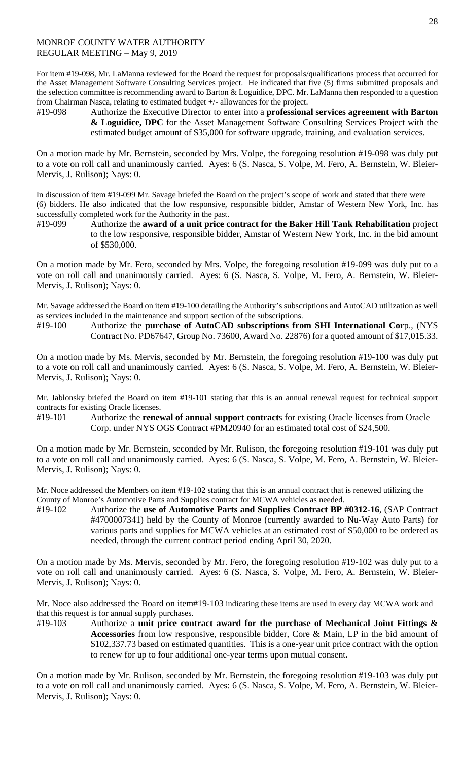MONROE COUNTY WATER AUTHORITY
REGULAR MEETING – May 9, 2019

For item #19-098, Mr. LaManna reviewed for the Board the request for proposals/qualifications process that occurred for the Asset Management Software Consulting Services project. He indicated that five (5) firms submitted proposals and the selection committee is recommending award to Barton & Loguidice, DPC. Mr. LaManna then responded to a question from Chairman Nasca, relating to estimated budget +/- allowances for the project.

#19-098 Authorize the Executive Director to enter into a **professional services agreement with Barton & Loguidice, DPC** for the Asset Management Software Consulting Services Project with the estimated budget amount of $35,000 for software upgrade, training, and evaluation services.

On a motion made by Mr. Bernstein, seconded by Mrs. Volpe, the foregoing resolution #19-098 was duly put to a vote on roll call and unanimously carried. Ayes: 6 (S. Nasca, S. Volpe, M. Fero, A. Bernstein, W. Bleier-Mervis, J. Rulison); Nays: 0.

In discussion of item #19-099 Mr. Savage briefed the Board on the project's scope of work and stated that there were (6) bidders. He also indicated that the low responsive, responsible bidder, Amstar of Western New York, Inc. has successfully completed work for the Authority in the past.

#19-099 Authorize the **award of a unit price contract for the Baker Hill Tank Rehabilitation** project to the low responsive, responsible bidder, Amstar of Western New York, Inc. in the bid amount of $530,000.

On a motion made by Mr. Fero, seconded by Mrs. Volpe, the foregoing resolution #19-099 was duly put to a vote on roll call and unanimously carried. Ayes: 6 (S. Nasca, S. Volpe, M. Fero, A. Bernstein, W. Bleier-Mervis, J. Rulison); Nays: 0.

Mr. Savage addressed the Board on item #19-100 detailing the Authority's subscriptions and AutoCAD utilization as well as services included in the maintenance and support section of the subscriptions.

#19-100 Authorize the **purchase of AutoCAD subscriptions from SHI International Cor**p., (NYS Contract No. PD67647, Group No. 73600, Award No. 22876) for a quoted amount of $17,015.33.

On a motion made by Ms. Mervis, seconded by Mr. Bernstein, the foregoing resolution #19-100 was duly put to a vote on roll call and unanimously carried. Ayes: 6 (S. Nasca, S. Volpe, M. Fero, A. Bernstein, W. Bleier-Mervis, J. Rulison); Nays: 0.

Mr. Jablonsky briefed the Board on item #19-101 stating that this is an annual renewal request for technical support contracts for existing Oracle licenses.

#19-101 Authorize the **renewal of annual support contract**s for existing Oracle licenses from Oracle Corp. under NYS OGS Contract #PM20940 for an estimated total cost of $24,500.

On a motion made by Mr. Bernstein, seconded by Mr. Rulison, the foregoing resolution #19-101 was duly put to a vote on roll call and unanimously carried. Ayes: 6 (S. Nasca, S. Volpe, M. Fero, A. Bernstein, W. Bleier-Mervis, J. Rulison); Nays: 0.

Mr. Noce addressed the Members on item #19-102 stating that this is an annual contract that is renewed utilizing the County of Monroe's Automotive Parts and Supplies contract for MCWA vehicles as needed.

#19-102 Authorize the **use of Automotive Parts and Supplies Contract BP #0312-16**, (SAP Contract #4700007341) held by the County of Monroe (currently awarded to Nu-Way Auto Parts) for various parts and supplies for MCWA vehicles at an estimated cost of $50,000 to be ordered as needed, through the current contract period ending April 30, 2020.

On a motion made by Ms. Mervis, seconded by Mr. Fero, the foregoing resolution #19-102 was duly put to a vote on roll call and unanimously carried. Ayes: 6 (S. Nasca, S. Volpe, M. Fero, A. Bernstein, W. Bleier-Mervis, J. Rulison); Nays: 0.

Mr. Noce also addressed the Board on item#19-103 indicating these items are used in every day MCWA work and that this request is for annual supply purchases.

#19-103 Authorize a **unit price contract award for the purchase of Mechanical Joint Fittings & Accessories** from low responsive, responsible bidder, Core & Main, LP in the bid amount of $102,337.73 based on estimated quantities. This is a one-year unit price contract with the option to renew for up to four additional one-year terms upon mutual consent.

On a motion made by Mr. Rulison, seconded by Mr. Bernstein, the foregoing resolution #19-103 was duly put to a vote on roll call and unanimously carried. Ayes: 6 (S. Nasca, S. Volpe, M. Fero, A. Bernstein, W. Bleier-Mervis, J. Rulison); Nays: 0.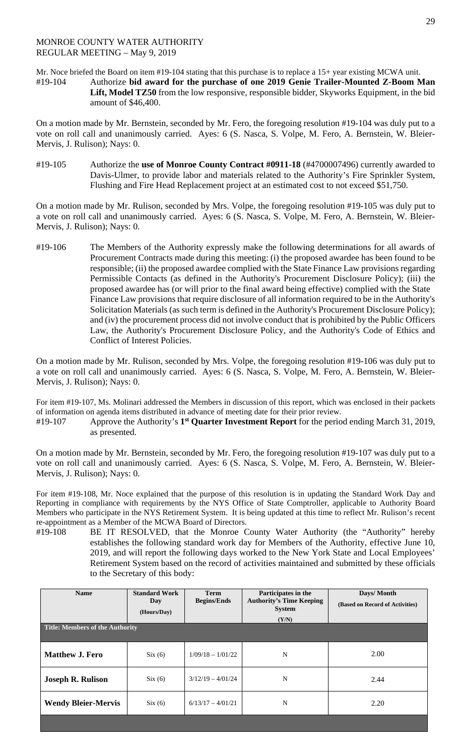MONROE COUNTY WATER AUTHORITY
REGULAR MEETING – May 9, 2019

Mr. Noce briefed the Board on item #19-104 stating that this purchase is to replace a 15+ year existing MCWA unit.

#19-104 Authorize **bid award for the purchase of one 2019 Genie Trailer-Mounted Z-Boom Man Lift, Model TZ50** from the low responsive, responsible bidder, Skyworks Equipment, in the bid amount of $46,400.

On a motion made by Mr. Bernstein, seconded by Mr. Fero, the foregoing resolution #19-104 was duly put to a vote on roll call and unanimously carried. Ayes: 6 (S. Nasca, S. Volpe, M. Fero, A. Bernstein, W. Bleier-Mervis, J. Rulison); Nays: 0.

#19-105 Authorize the **use of Monroe County Contract #0911-18** (#4700007496) currently awarded to Davis-Ulmer, to provide labor and materials related to the Authority's Fire Sprinkler System, Flushing and Fire Head Replacement project at an estimated cost to not exceed $51,750.

On a motion made by Mr. Rulison, seconded by Mrs. Volpe, the foregoing resolution #19-105 was duly put to a vote on roll call and unanimously carried. Ayes: 6 (S. Nasca, S. Volpe, M. Fero, A. Bernstein, W. Bleier-Mervis, J. Rulison); Nays: 0.

#19-106 The Members of the Authority expressly make the following determinations for all awards of Procurement Contracts made during this meeting: (i) the proposed awardee has been found to be responsible; (ii) the proposed awardee complied with the State Finance Law provisions regarding Permissible Contacts (as defined in the Authority's Procurement Disclosure Policy); (iii) the proposed awardee has (or will prior to the final award being effective) complied with the State Finance Law provisions that require disclosure of all information required to be in the Authority's Solicitation Materials (as such term is defined in the Authority's Procurement Disclosure Policy); and (iv) the procurement process did not involve conduct that is prohibited by the Public Officers Law, the Authority's Procurement Disclosure Policy, and the Authority's Code of Ethics and Conflict of Interest Policies.

On a motion made by Mr. Rulison, seconded by Mrs. Volpe, the foregoing resolution #19-106 was duly put to a vote on roll call and unanimously carried. Ayes: 6 (S. Nasca, S. Volpe, M. Fero, A. Bernstein, W. Bleier-Mervis, J. Rulison); Nays: 0.

For item #19-107, Ms. Molinari addressed the Members in discussion of this report, which was enclosed in their packets of information on agenda items distributed in advance of meeting date for their prior review.

#19-107 Approve the Authority's **1st Quarter Investment Report** for the period ending March 31, 2019, as presented.

On a motion made by Mr. Bernstein, seconded by Mr. Fero, the foregoing resolution #19-107 was duly put to a vote on roll call and unanimously carried. Ayes: 6 (S. Nasca, S. Volpe, M. Fero, A. Bernstein, W. Bleier-Mervis, J. Rulison); Nays: 0.

For item #19-108, Mr. Noce explained that the purpose of this resolution is in updating the Standard Work Day and Reporting in compliance with requirements by the NYS Office of State Comptroller, applicable to Authority Board Members who participate in the NYS Retirement System. It is being updated at this time to reflect Mr. Rulison's recent re-appointment as a Member of the MCWA Board of Directors.

#19-108 BE IT RESOLVED, that the Monroe County Water Authority (the "Authority" hereby establishes the following standard work day for Members of the Authority, effective June 10, 2019, and will report the following days worked to the New York State and Local Employees' Retirement System based on the record of activities maintained and submitted by these officials to the Secretary of this body:

| Name | Standard Work Day (Hours/Day) | Term Begins/Ends | Participates in the Authority's Time Keeping System (Y/N) | Days/ Month (Based on Record of Activities) |
|---|---|---|---|---|
| **Title: Members of the Authority** | | | | |
| **Matthew J. Fero** | Six (6) | 1/09/18 – 1/01/22 | N | 2.00 |
| **Joseph R. Rulison** | Six (6) | 3/12/19 – 4/01/24 | N | 2.44 |
| **Wendy Bleier-Mervis** | Six (6) | 6/13/17 – 4/01/21 | N | 2.20 |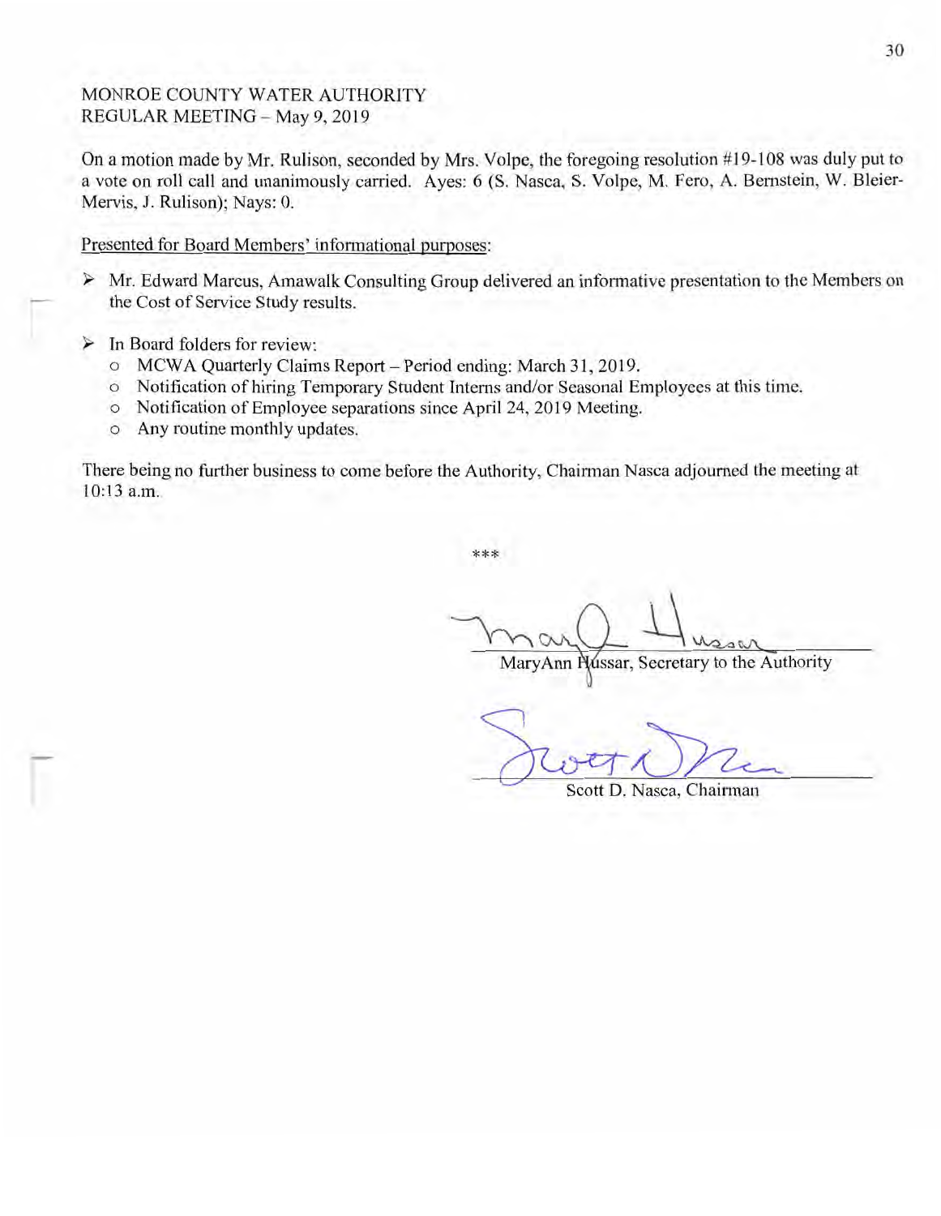MONROE COUNTY WATER AUTHORITY
REGULAR MEETING – May 9, 2019

On a motion made by Mr. Rulison, seconded by Mrs. Volpe, the foregoing resolution #19-108 was duly put to a vote on roll call and unanimously carried. Ayes: 6 (S. Nasca, S. Volpe, M. Fero, A. Bernstein, W. Bleier-Mervis, J. Rulison); Nays: 0.

Presented for Board Members' informational purposes:

- Mr. Edward Marcus, Amawalk Consulting Group delivered an informative presentation to the Members on the Cost of Service Study results.
- In Board folders for review:
  - MCWA Quarterly Claims Report – Period ending: March 31, 2019.
  - Notification of hiring Temporary Student Interns and/or Seasonal Employees at this time.
  - Notification of Employee separations since April 24, 2019 Meeting.
  - Any routine monthly updates.

There being no further business to come before the Authority, Chairman Nasca adjourned the meeting at 10:13 a.m.

***

MaryAnn Hussar, Secretary to the Authority

Scott D. Nasca, Chairman